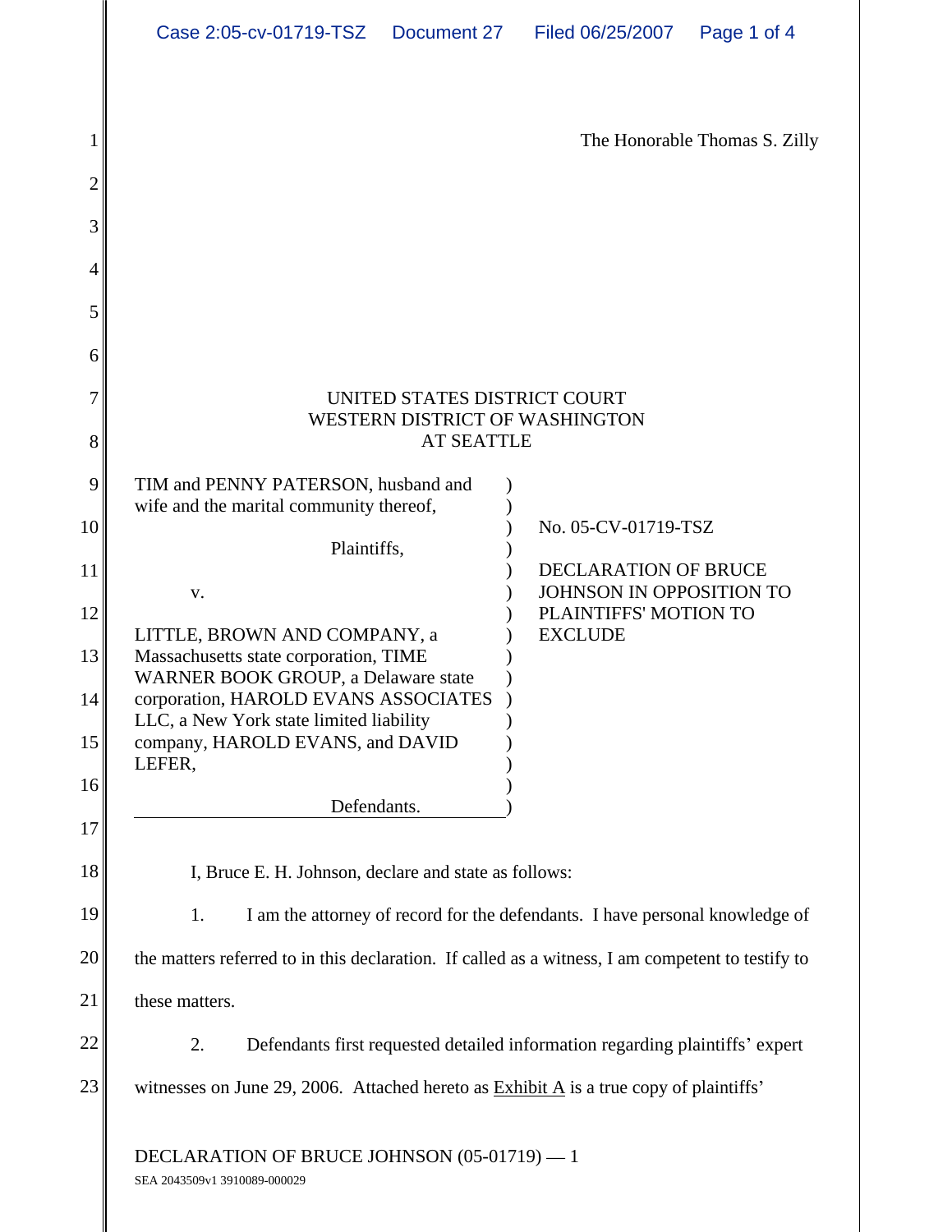The Honorable Thomas S. Zilly

UNITED STATES DISTRICT COURT
WESTERN DISTRICT OF WASHINGTON
AT SEATTLE

| | |
|---|---|
| TIM and PENNY PATERSON, husband and wife and the marital community thereof, Plaintiffs, v. LITTLE, BROWN AND COMPANY, a Massachusetts state corporation, TIME WARNER BOOK GROUP, a Delaware state corporation, HAROLD EVANS ASSOCIATES LLC, a New York state limited liability company, HAROLD EVANS, and DAVID LEFER, Defendants. | No. 05-CV-01719-TSZ DECLARATION OF BRUCE JOHNSON IN OPPOSITION TO PLAINTIFFS' MOTION TO EXCLUDE |

I, Bruce E. H. Johnson, declare and state as follows:

1. I am the attorney of record for the defendants. I have personal knowledge of the matters referred to in this declaration. If called as a witness, I am competent to testify to these matters.

2. Defendants first requested detailed information regarding plaintiffs' expert witnesses on June 29, 2006. Attached hereto as Exhibit A is a true copy of plaintiffs'

DECLARATION OF BRUCE JOHNSON (05-01719) — 1
SEA 2043509v1 3910089-000029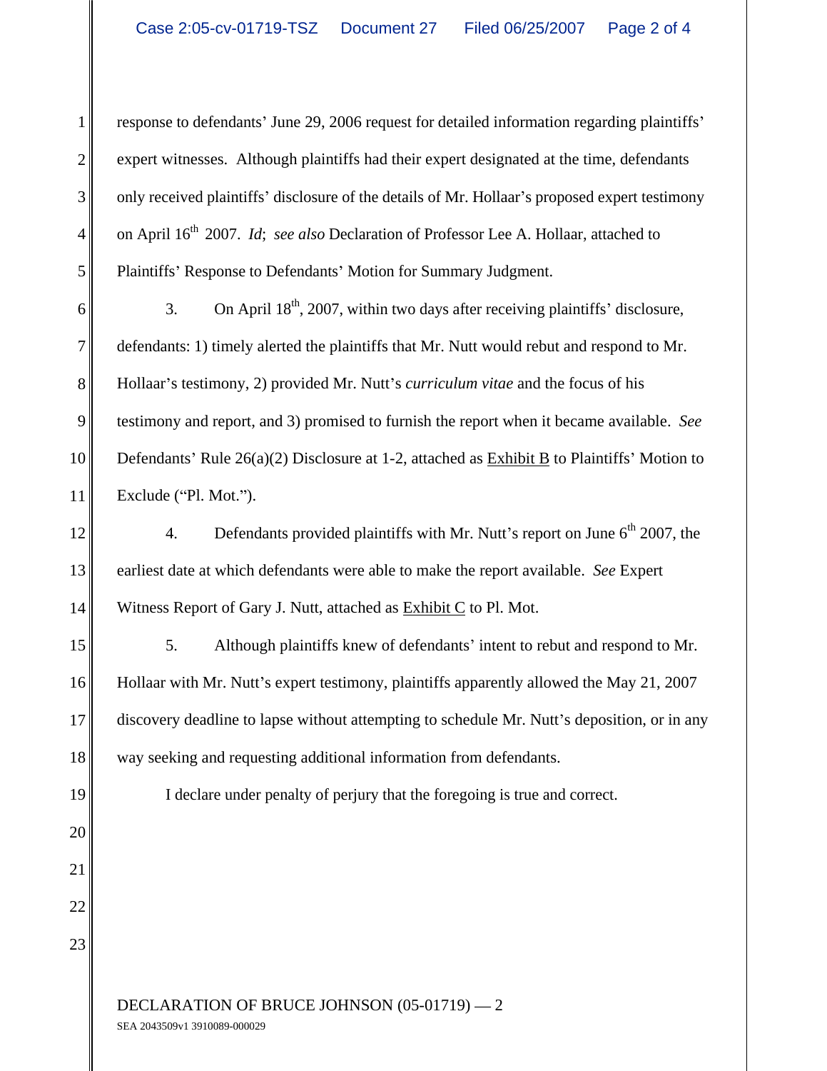response to defendants' June 29, 2006 request for detailed information regarding plaintiffs' expert witnesses. Although plaintiffs had their expert designated at the time, defendants only received plaintiffs' disclosure of the details of Mr. Hollaar's proposed expert testimony on April 16th 2007. *Id*; *see also* Declaration of Professor Lee A. Hollaar, attached to Plaintiffs' Response to Defendants' Motion for Summary Judgment.

3. On April 18th, 2007, within two days after receiving plaintiffs' disclosure, defendants: 1) timely alerted the plaintiffs that Mr. Nutt would rebut and respond to Mr. Hollaar's testimony, 2) provided Mr. Nutt's *curriculum vitae* and the focus of his testimony and report, and 3) promised to furnish the report when it became available. *See* Defendants' Rule 26(a)(2) Disclosure at 1-2, attached as Exhibit B to Plaintiffs' Motion to Exclude ("Pl. Mot.").

4. Defendants provided plaintiffs with Mr. Nutt's report on June 6th 2007, the earliest date at which defendants were able to make the report available. *See* Expert Witness Report of Gary J. Nutt, attached as Exhibit C to Pl. Mot.

5. Although plaintiffs knew of defendants' intent to rebut and respond to Mr. Hollaar with Mr. Nutt's expert testimony, plaintiffs apparently allowed the May 21, 2007 discovery deadline to lapse without attempting to schedule Mr. Nutt's deposition, or in any way seeking and requesting additional information from defendants.

I declare under penalty of perjury that the foregoing is true and correct.

DECLARATION OF BRUCE JOHNSON (05-01719) — 2

SEA 2043509v1 3910089-000029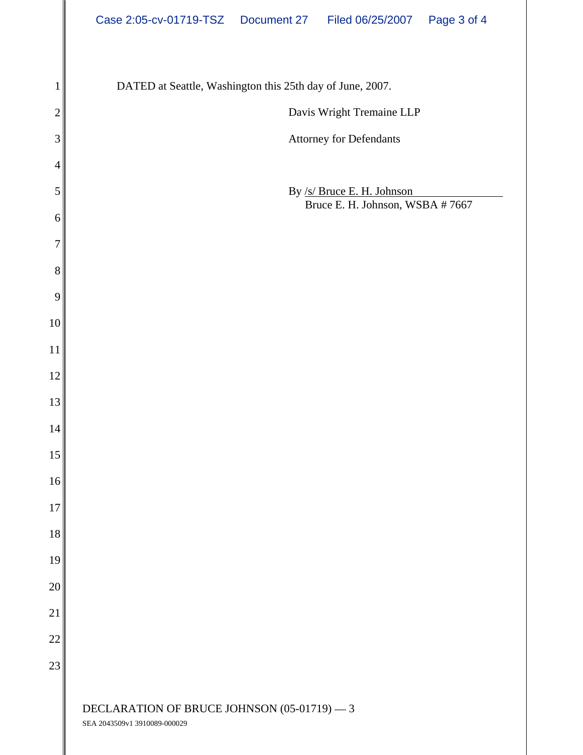DATED at Seattle, Washington this 25th day of June, 2007.

Davis Wright Tremaine LLP

Attorney for Defendants

By /s/ Bruce E. H. Johnson
Bruce E. H. Johnson, WSBA # 7667

DECLARATION OF BRUCE JOHNSON (05-01719) — 3
SEA 2043509v1 3910089-000029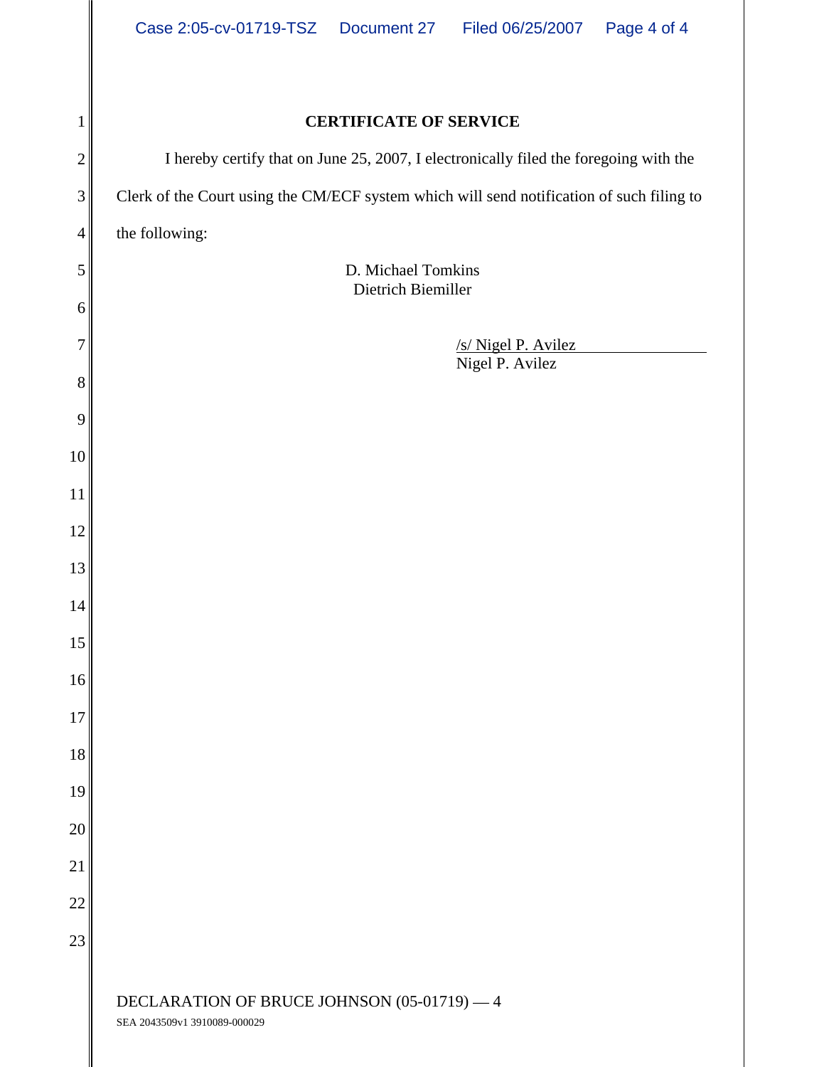**CERTIFICATE OF SERVICE**

I hereby certify that on June 25, 2007, I electronically filed the foregoing with the Clerk of the Court using the CM/ECF system which will send notification of such filing to the following:

D. Michael Tomkins
Dietrich Biemiller

/s/ Nigel P. Avilez
Nigel P. Avilez

DECLARATION OF BRUCE JOHNSON (05-01719) — 4
SEA 2043509v1 3910089-000029